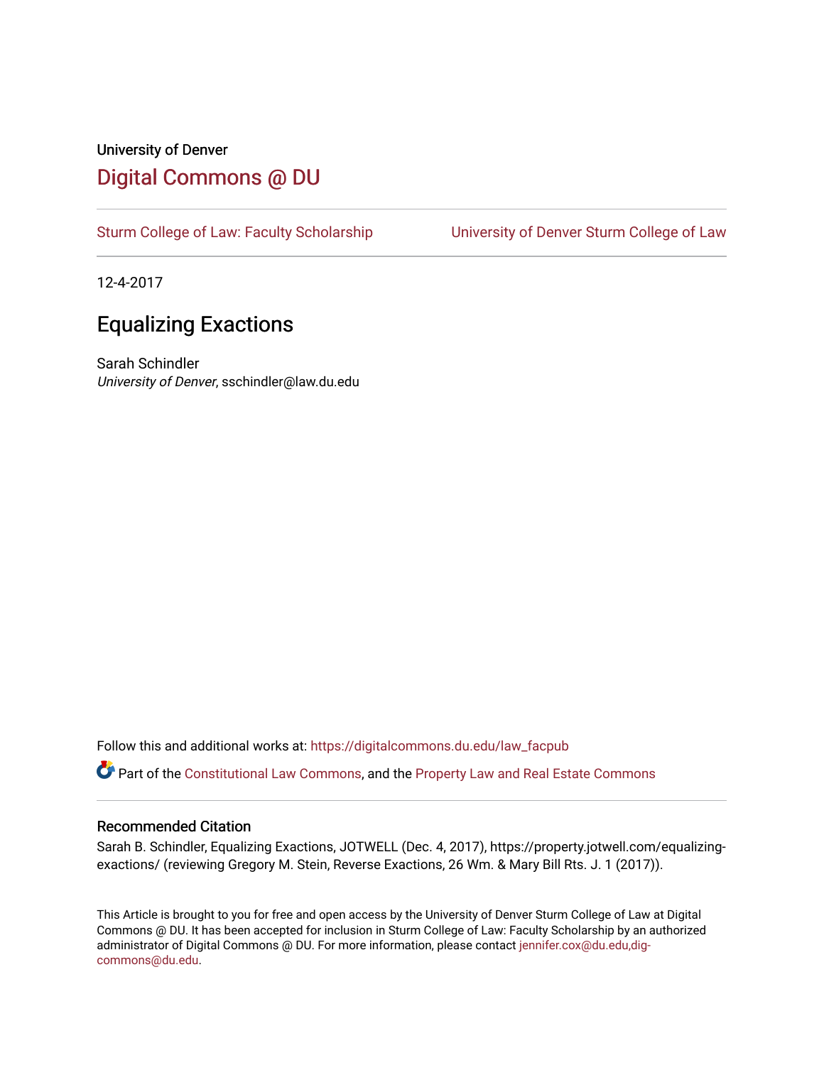University of Denver

## Digital Commons @ DU

Sturm College of Law: Faculty Scholarship | University of Denver Sturm College of Law

12-4-2017

# Equalizing Exactions

Sarah Schindler
*University of Denver*, sschindler@law.du.edu

Follow this and additional works at: https://digitalcommons.du.edu/law_facpub

Part of the Constitutional Law Commons, and the Property Law and Real Estate Commons

### Recommended Citation

Sarah B. Schindler, Equalizing Exactions, JOTWELL (Dec. 4, 2017), https://property.jotwell.com/equalizing-exactions/ (reviewing Gregory M. Stein, Reverse Exactions, 26 Wm. & Mary Bill Rts. J. 1 (2017)).

This Article is brought to you for free and open access by the University of Denver Sturm College of Law at Digital Commons @ DU. It has been accepted for inclusion in Sturm College of Law: Faculty Scholarship by an authorized administrator of Digital Commons @ DU. For more information, please contact jennifer.cox@du.edu,dig-commons@du.edu.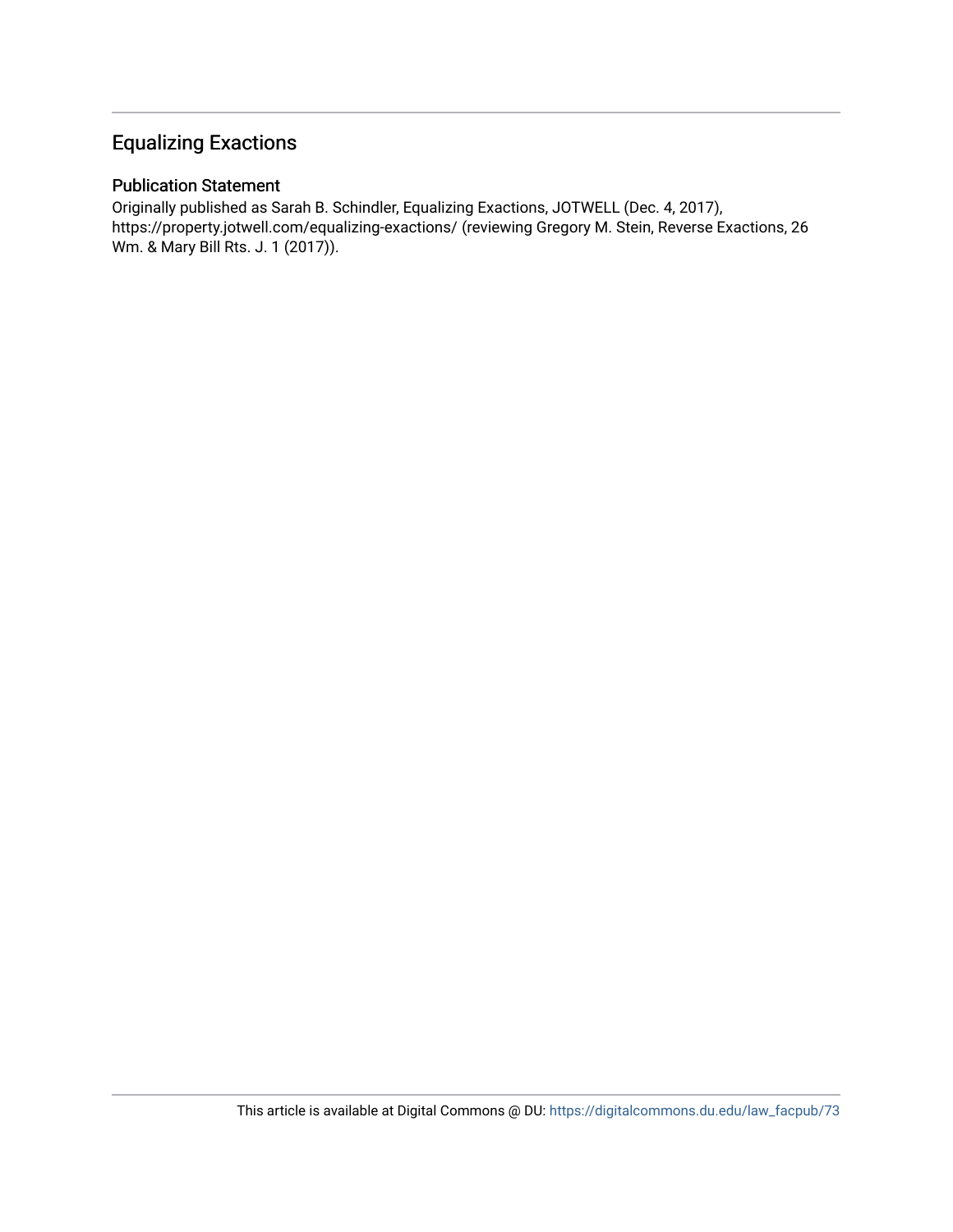## Equalizing Exactions

### Publication Statement

Originally published as Sarah B. Schindler, Equalizing Exactions, JOTWELL (Dec. 4, 2017), https://property.jotwell.com/equalizing-exactions/ (reviewing Gregory M. Stein, Reverse Exactions, 26 Wm. & Mary Bill Rts. J. 1 (2017)).

This article is available at Digital Commons @ DU: https://digitalcommons.du.edu/law_facpub/73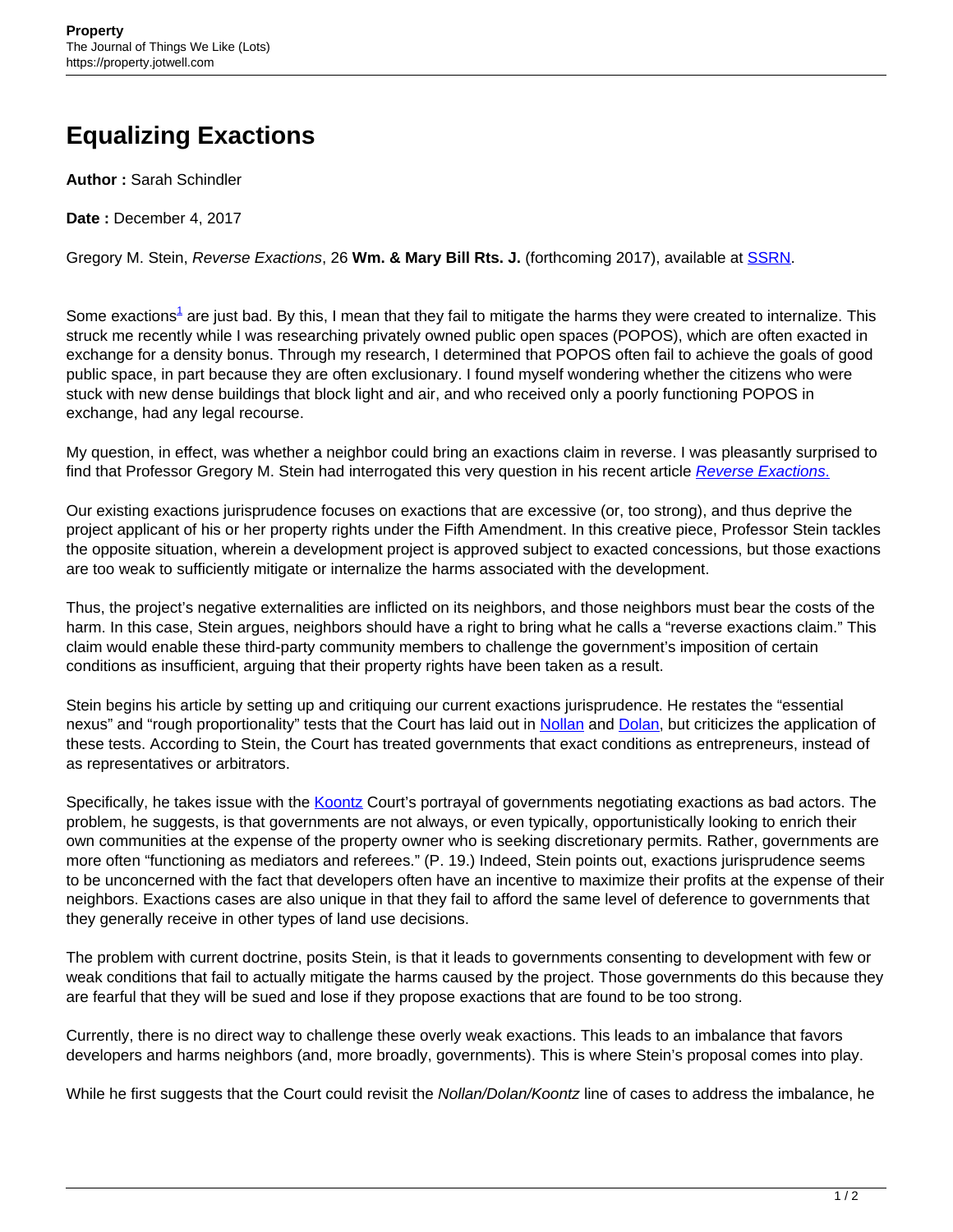# Equalizing Exactions

**Author :** Sarah Schindler

**Date :** December 4, 2017

Gregory M. Stein, *Reverse Exactions*, 26 **Wm. & Mary Bill Rts. J.** (forthcoming 2017), available at SSRN.

Some exactions[1] are just bad. By this, I mean that they fail to mitigate the harms they were created to internalize. This struck me recently while I was researching privately owned public open spaces (POPOS), which are often exacted in exchange for a density bonus. Through my research, I determined that POPOS often fail to achieve the goals of good public space, in part because they are often exclusionary. I found myself wondering whether the citizens who were stuck with new dense buildings that block light and air, and who received only a poorly functioning POPOS in exchange, had any legal recourse.

My question, in effect, was whether a neighbor could bring an exactions claim in reverse. I was pleasantly surprised to find that Professor Gregory M. Stein had interrogated this very question in his recent article *Reverse Exactions*.

Our existing exactions jurisprudence focuses on exactions that are excessive (or, too strong), and thus deprive the project applicant of his or her property rights under the Fifth Amendment. In this creative piece, Professor Stein tackles the opposite situation, wherein a development project is approved subject to exacted concessions, but those exactions are too weak to sufficiently mitigate or internalize the harms associated with the development.

Thus, the project's negative externalities are inflicted on its neighbors, and those neighbors must bear the costs of the harm. In this case, Stein argues, neighbors should have a right to bring what he calls a "reverse exactions claim." This claim would enable these third-party community members to challenge the government's imposition of certain conditions as insufficient, arguing that their property rights have been taken as a result.

Stein begins his article by setting up and critiquing our current exactions jurisprudence. He restates the "essential nexus" and "rough proportionality" tests that the Court has laid out in Nollan and Dolan, but criticizes the application of these tests. According to Stein, the Court has treated governments that exact conditions as entrepreneurs, instead of as representatives or arbitrators.

Specifically, he takes issue with the Koontz Court's portrayal of governments negotiating exactions as bad actors. The problem, he suggests, is that governments are not always, or even typically, opportunistically looking to enrich their own communities at the expense of the property owner who is seeking discretionary permits. Rather, governments are more often "functioning as mediators and referees." (P. 19.) Indeed, Stein points out, exactions jurisprudence seems to be unconcerned with the fact that developers often have an incentive to maximize their profits at the expense of their neighbors. Exactions cases are also unique in that they fail to afford the same level of deference to governments that they generally receive in other types of land use decisions.

The problem with current doctrine, posits Stein, is that it leads to governments consenting to development with few or weak conditions that fail to actually mitigate the harms caused by the project. Those governments do this because they are fearful that they will be sued and lose if they propose exactions that are found to be too strong.

Currently, there is no direct way to challenge these overly weak exactions. This leads to an imbalance that favors developers and harms neighbors (and, more broadly, governments). This is where Stein's proposal comes into play.

While he first suggests that the Court could revisit the *Nollan/Dolan/Koontz* line of cases to address the imbalance, he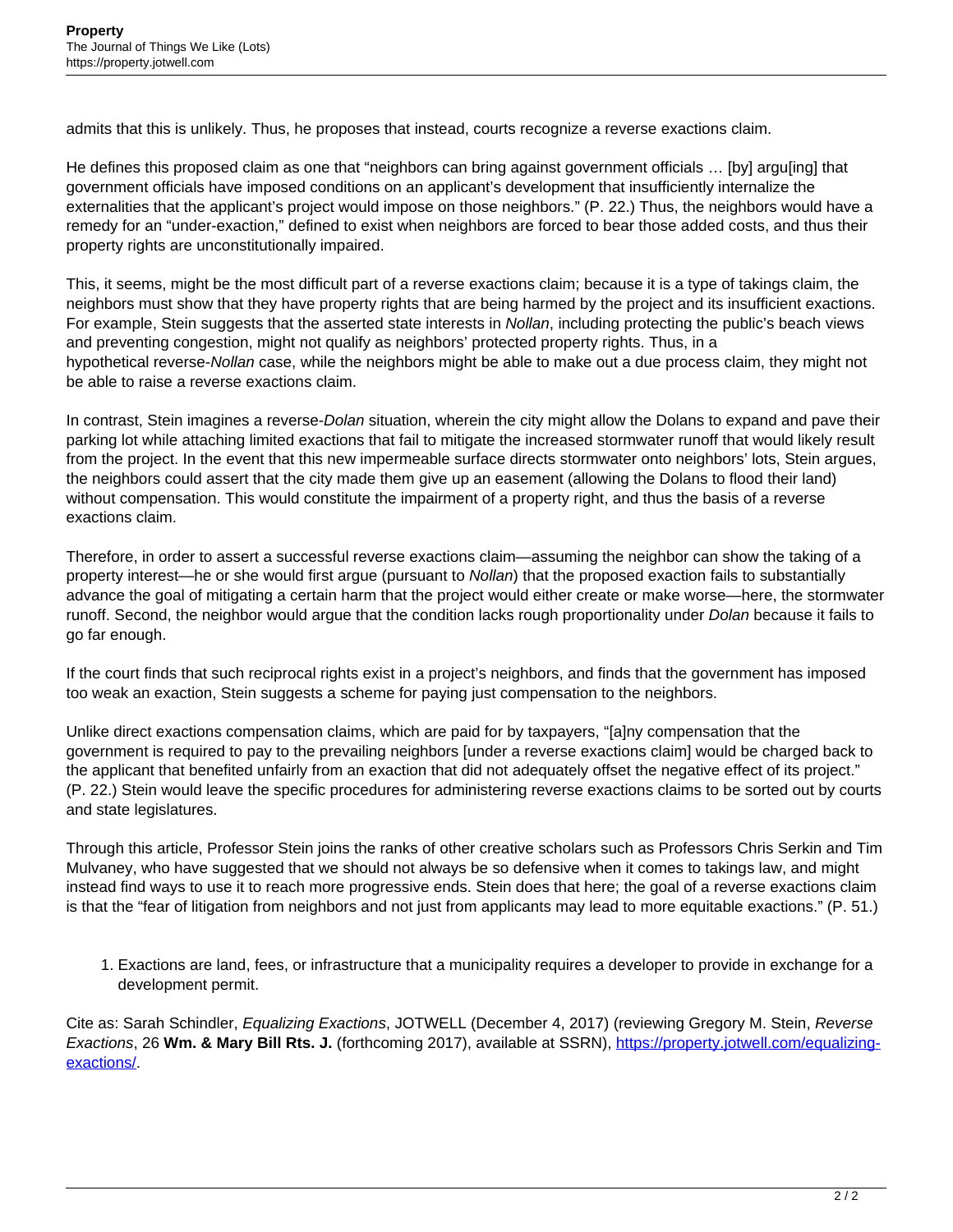admits that this is unlikely. Thus, he proposes that instead, courts recognize a reverse exactions claim.

He defines this proposed claim as one that "neighbors can bring against government officials … [by] argu[ing] that government officials have imposed conditions on an applicant's development that insufficiently internalize the externalities that the applicant's project would impose on those neighbors." (P. 22.) Thus, the neighbors would have a remedy for an "under-exaction," defined to exist when neighbors are forced to bear those added costs, and thus their property rights are unconstitutionally impaired.

This, it seems, might be the most difficult part of a reverse exactions claim; because it is a type of takings claim, the neighbors must show that they have property rights that are being harmed by the project and its insufficient exactions. For example, Stein suggests that the asserted state interests in *Nollan*, including protecting the public's beach views and preventing congestion, might not qualify as neighbors' protected property rights. Thus, in a hypothetical reverse-*Nollan* case, while the neighbors might be able to make out a due process claim, they might not be able to raise a reverse exactions claim.

In contrast, Stein imagines a reverse-*Dolan* situation, wherein the city might allow the Dolans to expand and pave their parking lot while attaching limited exactions that fail to mitigate the increased stormwater runoff that would likely result from the project. In the event that this new impermeable surface directs stormwater onto neighbors' lots, Stein argues, the neighbors could assert that the city made them give up an easement (allowing the Dolans to flood their land) without compensation. This would constitute the impairment of a property right, and thus the basis of a reverse exactions claim.

Therefore, in order to assert a successful reverse exactions claim—assuming the neighbor can show the taking of a property interest—he or she would first argue (pursuant to *Nollan*) that the proposed exaction fails to substantially advance the goal of mitigating a certain harm that the project would either create or make worse—here, the stormwater runoff. Second, the neighbor would argue that the condition lacks rough proportionality under *Dolan* because it fails to go far enough.

If the court finds that such reciprocal rights exist in a project's neighbors, and finds that the government has imposed too weak an exaction, Stein suggests a scheme for paying just compensation to the neighbors.

Unlike direct exactions compensation claims, which are paid for by taxpayers, "[a]ny compensation that the government is required to pay to the prevailing neighbors [under a reverse exactions claim] would be charged back to the applicant that benefited unfairly from an exaction that did not adequately offset the negative effect of its project." (P. 22.) Stein would leave the specific procedures for administering reverse exactions claims to be sorted out by courts and state legislatures.

Through this article, Professor Stein joins the ranks of other creative scholars such as Professors Chris Serkin and Tim Mulvaney, who have suggested that we should not always be so defensive when it comes to takings law, and might instead find ways to use it to reach more progressive ends. Stein does that here; the goal of a reverse exactions claim is that the "fear of litigation from neighbors and not just from applicants may lead to more equitable exactions." (P. 51.)

1. Exactions are land, fees, or infrastructure that a municipality requires a developer to provide in exchange for a development permit.

Cite as: Sarah Schindler, *Equalizing Exactions*, JOTWELL (December 4, 2017) (reviewing Gregory M. Stein, *Reverse Exactions*, 26 **Wm. & Mary Bill Rts. J.** (forthcoming 2017), available at SSRN), https://property.jotwell.com/equalizing-exactions/.